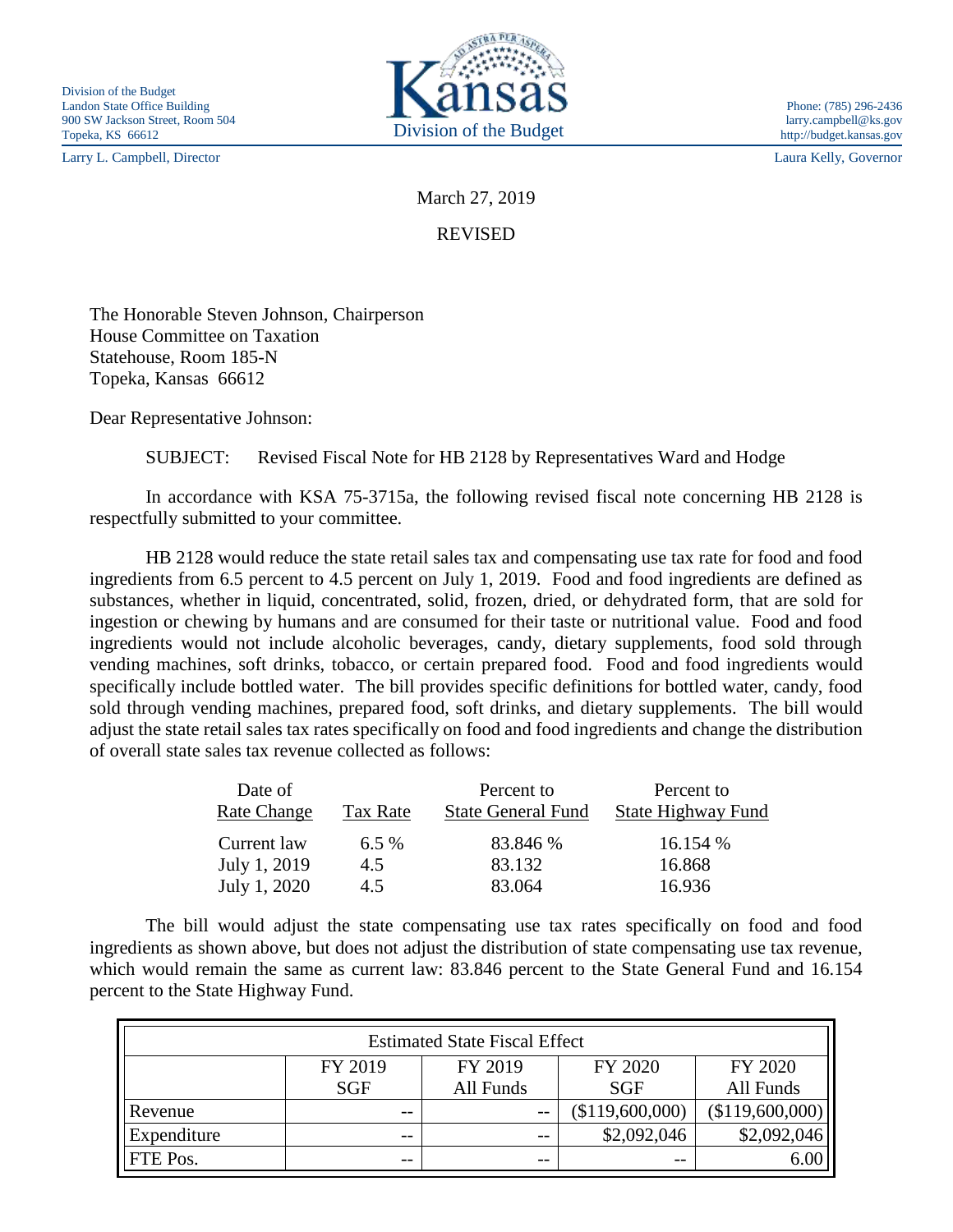Division of the Budget
Landon State Office Building
900 SW Jackson Street, Room 504
Topeka, KS 66612

Kansas
Division of the Budget

Phone: (785) 296-2436
larry.campbell@ks.gov
http://budget.kansas.gov

Larry L. Campbell, Director

Laura Kelly, Governor

March 27, 2019

REVISED

The Honorable Steven Johnson, Chairperson
House Committee on Taxation
Statehouse, Room 185-N
Topeka, Kansas 66612

Dear Representative Johnson:

SUBJECT: Revised Fiscal Note for HB 2128 by Representatives Ward and Hodge

In accordance with KSA 75-3715a, the following revised fiscal note concerning HB 2128 is respectfully submitted to your committee.

HB 2128 would reduce the state retail sales tax and compensating use tax rate for food and food ingredients from 6.5 percent to 4.5 percent on July 1, 2019. Food and food ingredients are defined as substances, whether in liquid, concentrated, solid, frozen, dried, or dehydrated form, that are sold for ingestion or chewing by humans and are consumed for their taste or nutritional value. Food and food ingredients would not include alcoholic beverages, candy, dietary supplements, food sold through vending machines, soft drinks, tobacco, or certain prepared food. Food and food ingredients would specifically include bottled water. The bill provides specific definitions for bottled water, candy, food sold through vending machines, prepared food, soft drinks, and dietary supplements. The bill would adjust the state retail sales tax rates specifically on food and food ingredients and change the distribution of overall state sales tax revenue collected as follows:

| Date of Rate Change | Tax Rate | Percent to State General Fund | Percent to State Highway Fund |
|---|---|---|---|
| Current law | 6.5 % | 83.846 % | 16.154 % |
| July 1, 2019 | 4.5 | 83.132 | 16.868 |
| July 1, 2020 | 4.5 | 83.064 | 16.936 |

The bill would adjust the state compensating use tax rates specifically on food and food ingredients as shown above, but does not adjust the distribution of state compensating use tax revenue, which would remain the same as current law: 83.846 percent to the State General Fund and 16.154 percent to the State Highway Fund.

| Estimated State Fiscal Effect | | | | |
|---|---|---|---|---|
| | FY 2019 SGF | FY 2019 All Funds | FY 2020 SGF | FY 2020 All Funds |
| Revenue | -- | -- | ($119,600,000) | ($119,600,000) |
| Expenditure | -- | -- | $2,092,046 | $2,092,046 |
| FTE Pos. | -- | -- | -- | 6.00 |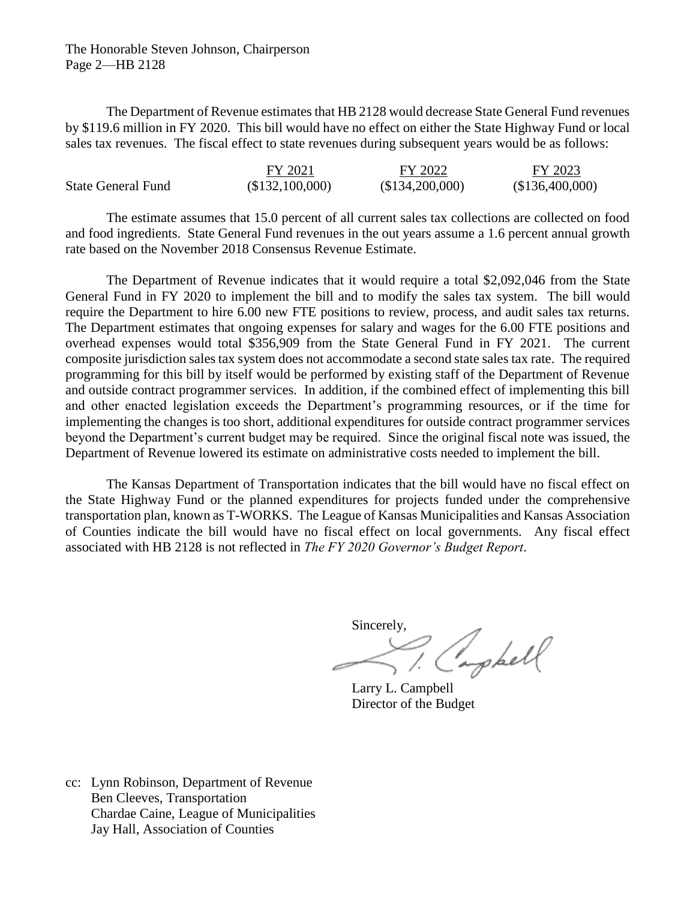The Department of Revenue estimates that HB 2128 would decrease State General Fund revenues by $119.6 million in FY 2020. This bill would have no effect on either the State Highway Fund or local sales tax revenues. The fiscal effect to state revenues during subsequent years would be as follows:

| | FY 2021 | FY 2022 | FY 2023 |
|---|---|---|---|
| State General Fund | ($132,100,000) | ($134,200,000) | ($136,400,000) |

The estimate assumes that 15.0 percent of all current sales tax collections are collected on food and food ingredients. State General Fund revenues in the out years assume a 1.6 percent annual growth rate based on the November 2018 Consensus Revenue Estimate.

The Department of Revenue indicates that it would require a total $2,092,046 from the State General Fund in FY 2020 to implement the bill and to modify the sales tax system. The bill would require the Department to hire 6.00 new FTE positions to review, process, and audit sales tax returns. The Department estimates that ongoing expenses for salary and wages for the 6.00 FTE positions and overhead expenses would total $356,909 from the State General Fund in FY 2021. The current composite jurisdiction sales tax system does not accommodate a second state sales tax rate. The required programming for this bill by itself would be performed by existing staff of the Department of Revenue and outside contract programmer services. In addition, if the combined effect of implementing this bill and other enacted legislation exceeds the Department's programming resources, or if the time for implementing the changes is too short, additional expenditures for outside contract programmer services beyond the Department's current budget may be required. Since the original fiscal note was issued, the Department of Revenue lowered its estimate on administrative costs needed to implement the bill.

The Kansas Department of Transportation indicates that the bill would have no fiscal effect on the State Highway Fund or the planned expenditures for projects funded under the comprehensive transportation plan, known as T-WORKS. The League of Kansas Municipalities and Kansas Association of Counties indicate the bill would have no fiscal effect on local governments. Any fiscal effect associated with HB 2128 is not reflected in *The FY 2020 Governor's Budget Report*.

Sincerely,

Larry L. Campbell
Director of the Budget

cc: Lynn Robinson, Department of Revenue
Ben Cleeves, Transportation
Chardae Caine, League of Municipalities
Jay Hall, Association of Counties